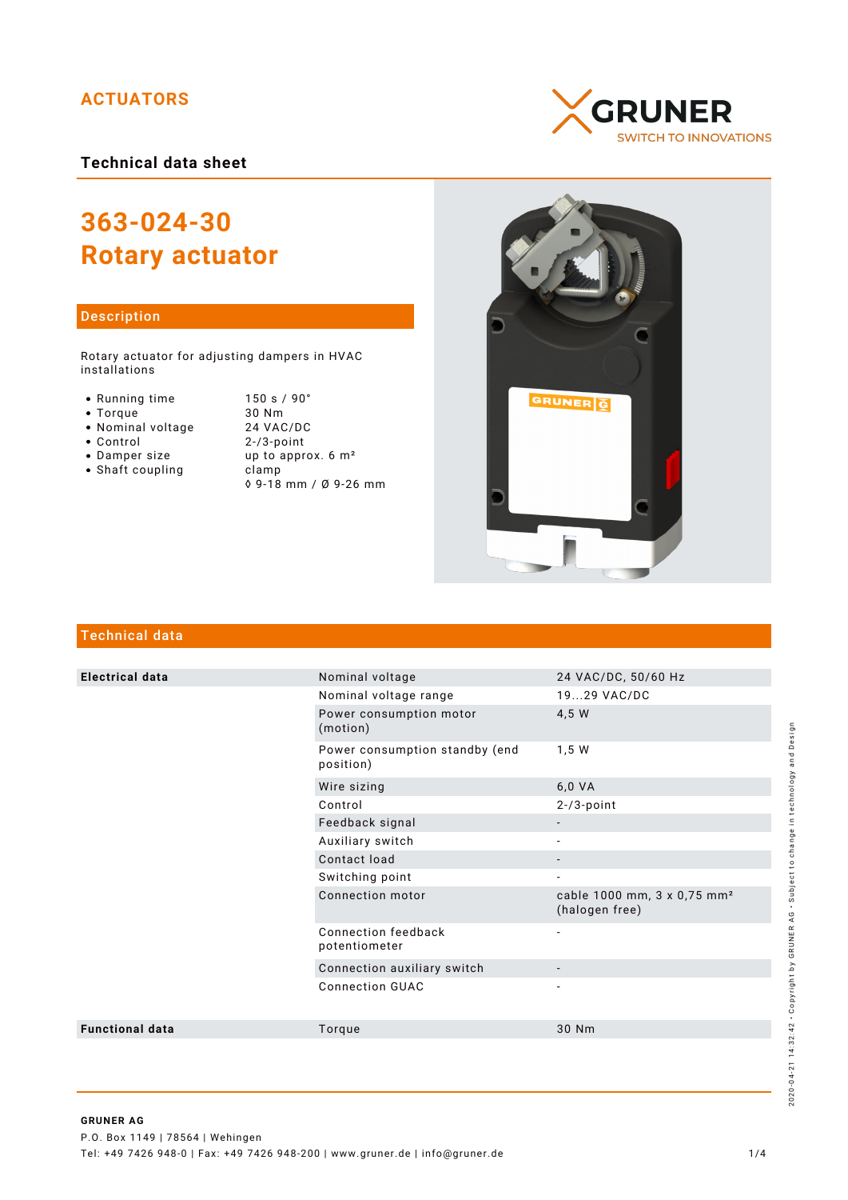ACTUATORS

GRUNER
SWITCH TO INNOVATIONS

**Technical data sheet**

# 363-024-30
# Rotary actuator

## Description

Rotary actuator for adjusting dampers in HVAC installations

| | |
|---|---|
| • Running time | 150 s / 90° |
| • Torque | 30 Nm |
| • Nominal voltage | 24 VAC/DC |
| • Control | 2-/3-point |
| • Damper size | up to approx. 6 m² |
| • Shaft coupling | clamp |
| | ◊ 9-18 mm / Ø 9-26 mm |

## Technical data

| | | |
|---|---|---|
| **Electrical data** | Nominal voltage | 24 VAC/DC, 50/60 Hz |
| | Nominal voltage range | 19...29 VAC/DC |
| | Power consumption motor (motion) | 4,5 W |
| | Power consumption standby (end position) | 1,5 W |
| | Wire sizing | 6,0 VA |
| | Control | 2-/3-point |
| | Feedback signal | - |
| | Auxiliary switch | - |
| | Contact load | - |
| | Switching point | - |
| | Connection motor | cable 1000 mm, 3 x 0,75 mm² (halogen free) |
| | Connection feedback potentiometer | - |
| | Connection auxiliary switch | - |
| | Connection GUAC | - |
| **Functional data** | Torque | 30 Nm |

2020-04-21 14:32:42 • Copyright by GRUNER AG • Subject to change in technology and Design

**GRUNER AG**
P.O. Box 1149 | 78564 | Wehingen
Tel: +49 7426 948-0 | Fax: +49 7426 948-200 | www.gruner.de | info@gruner.de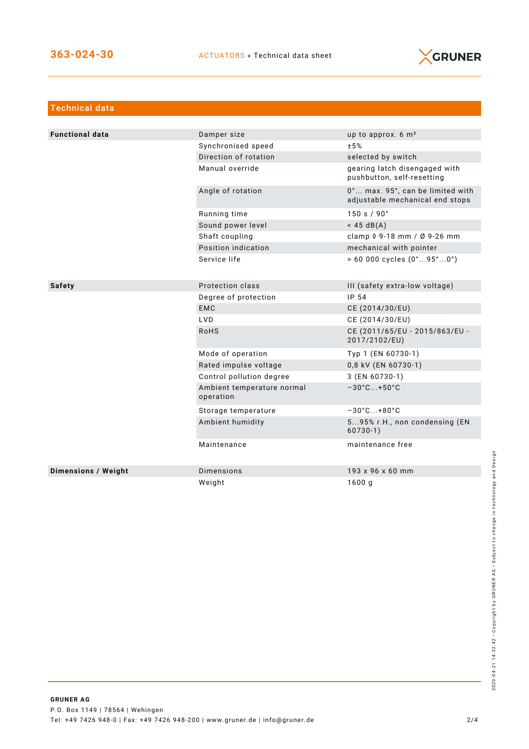## Technical data

| | | |
|---|---|---|
| **Functional data** | Damper size | up to approx. 6 m² |
| | Synchronised speed | ±5% |
| | Direction of rotation | selected by switch |
| | Manual override | gearing latch disengaged with pushbutton, self-resetting |
| | Angle of rotation | 0°... max. 95°, can be limited with adjustable mechanical end stops |
| | Running time | 150 s / 90° |
| | Sound power level | < 45 dB(A) |
| | Shaft coupling | clamp ◊ 9-18 mm / Ø 9-26 mm |
| | Position indication | mechanical with pointer |
| | Service life | > 60 000 cycles (0°...95°...0°) |
| **Safety** | Protection class | III (safety extra-low voltage) |
| | Degree of protection | IP 54 |
| | EMC | CE (2014/30/EU) |
| | LVD | CE (2014/30/EU) |
| | RoHS | CE (2011/65/EU - 2015/863/EU - 2017/2102/EU) |
| | Mode of operation | Typ 1 (EN 60730-1) |
| | Rated impulse voltage | 0,8 kV (EN 60730-1) |
| | Control pollution degree | 3 (EN 60730-1) |
| | Ambient temperature normal operation | −30°C...+50°C |
| | Storage temperature | −30°C...+80°C |
| | Ambient humidity | 5...95% r.H., non condensing (EN 60730-1) |
| | Maintenance | maintenance free |
| **Dimensions / Weight** | Dimensions | 193 x 96 x 60 mm |
| | Weight | 1600 g |

2020-04-21 14:32:42 · Copyright by GRUNER AG · Subject to change in technology and Design

**GRUNER AG**
P.O. Box 1149 | 78564 | Wehingen
Tel: +49 7426 948-0 | Fax: +49 7426 948-200 | www.gruner.de | info@gruner.de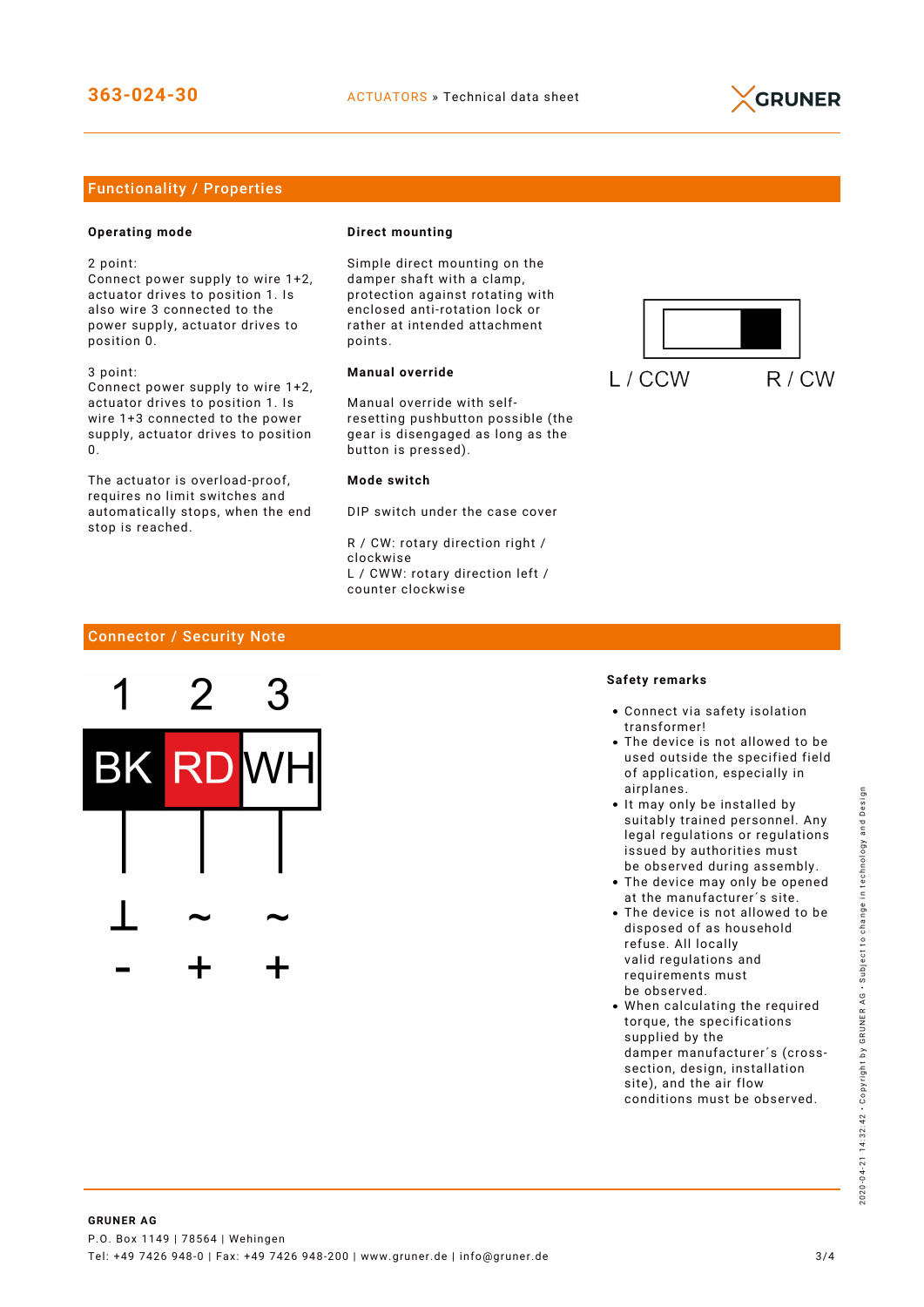## Functionality / Properties

**Operating mode**

2 point:
Connect power supply to wire 1+2, actuator drives to position 1. Is also wire 3 connected to the power supply, actuator drives to position 0.

3 point:
Connect power supply to wire 1+2, actuator drives to position 1. Is wire 1+3 connected to the power supply, actuator drives to position 0.

The actuator is overload-proof, requires no limit switches and automatically stops, when the end stop is reached.

**Direct mounting**

Simple direct mounting on the damper shaft with a clamp, protection against rotating with enclosed anti-rotation lock or rather at intended attachment points.

**Manual override**

Manual override with self-resetting pushbutton possible (the gear is disengaged as long as the button is pressed).

**Mode switch**

DIP switch under the case cover

R / CW: rotary direction right / clockwise
L / CWW: rotary direction left / counter clockwise

L / CCW          R / CW

## Connector / Security Note

| 1 | 2 | 3 |
|---|---|---|
| BK | RD | WH |
| ⊥ | ~ | ~ |
| - | + | + |

**Safety remarks**

- Connect via safety isolation transformer!
- The device is not allowed to be used outside the specified field of application, especially in airplanes.
- It may only be installed by suitably trained personnel. Any legal regulations or regulations issued by authorities must be observed during assembly.
- The device may only be opened at the manufacturer´s site.
- The device is not allowed to be disposed of as household refuse. All locally valid regulations and requirements must be observed.
- When calculating the required torque, the specifications supplied by the damper manufacturer´s (cross-section, design, installation site), and the air flow conditions must be observed.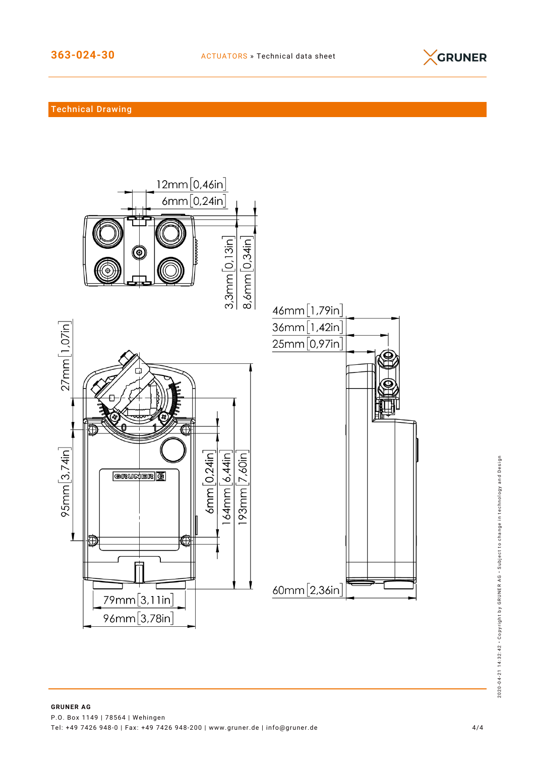## Technical Drawing

12mm [0,46in]
6mm [0,24in]
3,3mm [0,13in]
8,6mm [0,34in]
46mm [1,79in]
36mm [1,42in]
25mm [0,97in]
27mm [1,07in]
95mm [3,74in]
6mm [0,24in]
164mm [6,44in]
193mm [7,60in]
GRUNER
0
1
79mm [3,11in]
96mm [3,78in]
60mm [2,36in]

2020-04-21 14:32:42 · Copyright by GRUNER AG · Subject to change in technology and Design

**GRUNER AG**
P.O. Box 1149 | 78564 | Wehingen
Tel: +49 7426 948-0 | Fax: +49 7426 948-200 | www.gruner.de | info@gruner.de